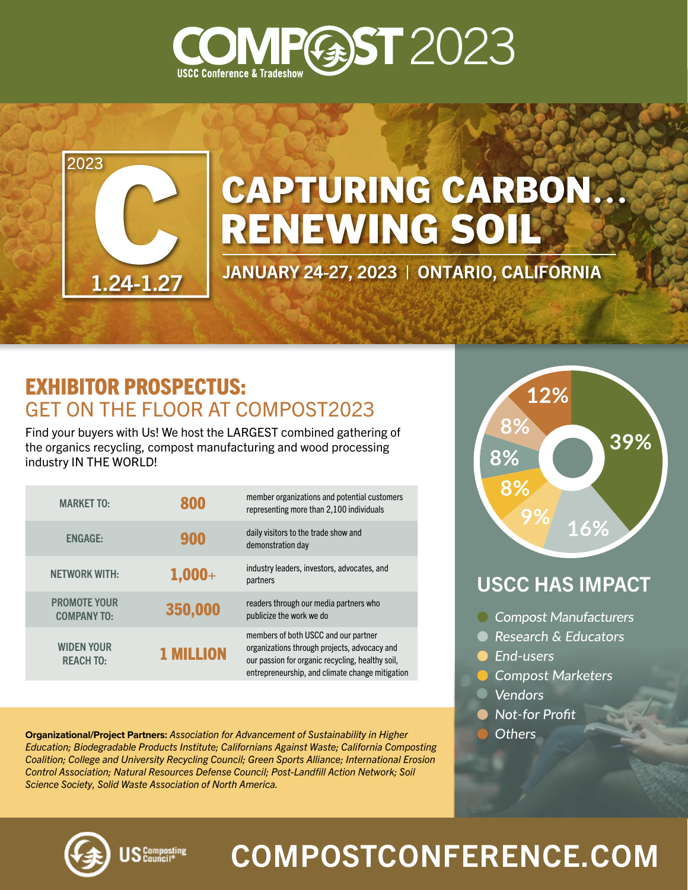# COMPOST 2023

USCC Conference & Tradeshow

2023

C

1.24-1.27

# CAPTURING CARBON... RENEWING SOIL

**JANUARY 24-27, 2023 | ONTARIO, CALIFORNIA**

## EXHIBITOR PROSPECTUS: GET ON THE FLOOR AT COMPOST2023

Find your buyers with Us! We host the LARGEST combined gathering of the organics recycling, compost manufacturing and wood processing industry IN THE WORLD!

| | | |
|---|---|---|
| MARKET TO: | 800 | member organizations and potential customers representing more than 2,100 individuals |
| ENGAGE: | 900 | daily visitors to the trade show and demonstration day |
| NETWORK WITH: | 1,000+ | industry leaders, investors, advocates, and partners |
| PROMOTE YOUR COMPANY TO: | 350,000 | readers through our media partners who publicize the work we do |
| WIDEN YOUR REACH TO: | 1 MILLION | members of both USCC and our partner organizations through projects, advocacy and our passion for organic recycling, healthy soil, entrepreneurship, and climate change mitigation |

**Organizational/Project Partners:** *Association for Advancement of Sustainability in Higher Education; Biodegradable Products Institute; Californians Against Waste; California Composting Coalition; College and University Recycling Council; Green Sports Alliance; International Erosion Control Association; Natural Resources Defense Council; Post-Landfill Action Network; Soil Science Society, Solid Waste Association of North America.*

## USCC HAS IMPACT

- *Compost Manufacturers* — 39%
- *Research & Educators* — 16%
- *End-users* — 9%
- *Compost Marketers* — 8%
- *Vendors* — 8%
- *Not-for Profit* — 8%
- *Others* — 12%

US Composting Council®

## COMPOSTCONFERENCE.COM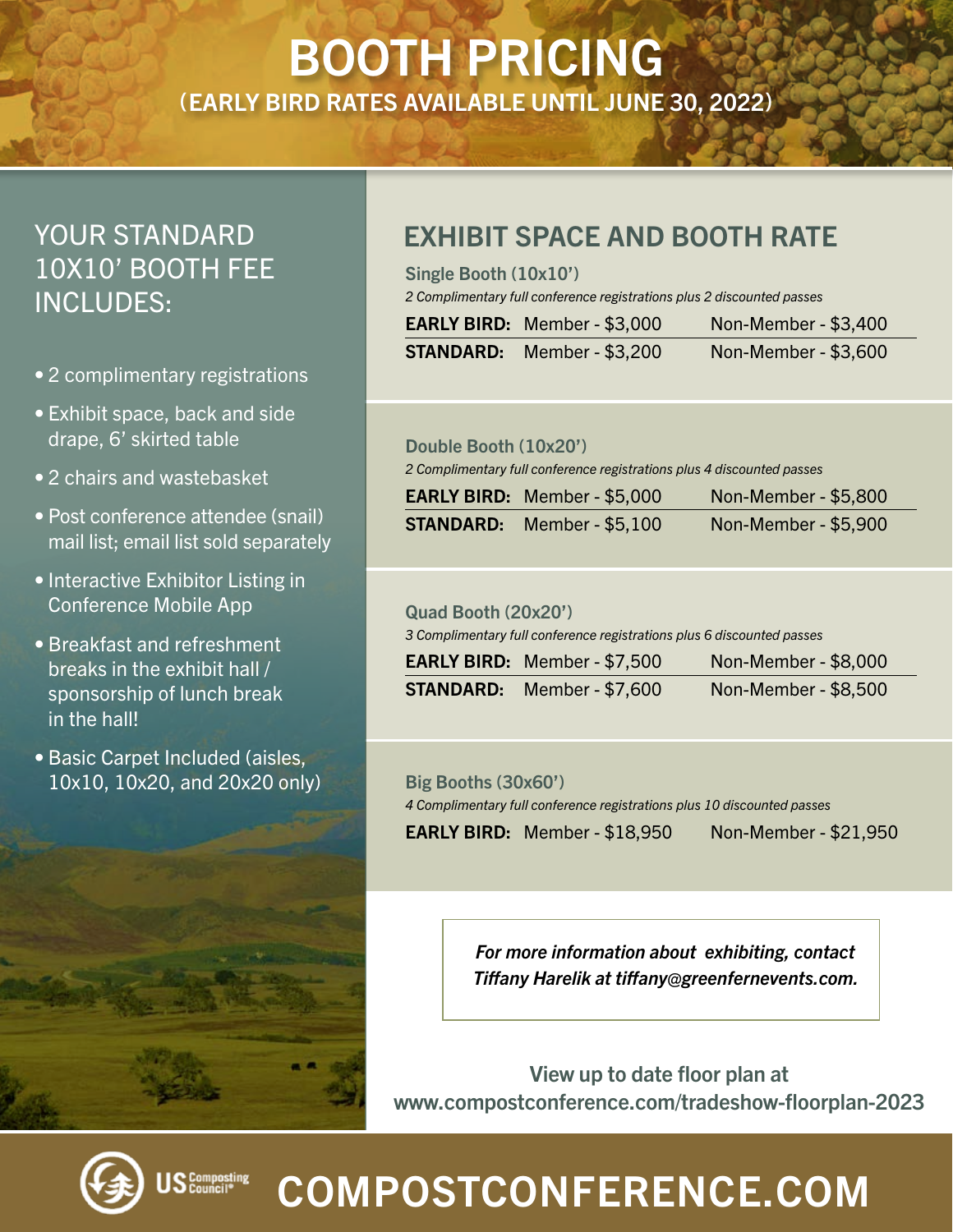# BOOTH PRICING

(EARLY BIRD RATES AVAILABLE UNTIL JUNE 30, 2022)

## YOUR STANDARD 10X10' BOOTH FEE INCLUDES:

- 2 complimentary registrations
- Exhibit space, back and side drape, 6' skirted table
- 2 chairs and wastebasket
- Post conference attendee (snail) mail list; email list sold separately
- Interactive Exhibitor Listing in Conference Mobile App
- Breakfast and refreshment breaks in the exhibit hall / sponsorship of lunch break in the hall!
- Basic Carpet Included (aisles, 10x10, 10x20, and 20x20 only)

## EXHIBIT SPACE AND BOOTH RATE

### Single Booth (10x10')

*2 Complimentary full conference registrations plus 2 discounted passes*

| | | |
|---|---|---|
| **EARLY BIRD:** | Member - $3,000 | Non-Member - $3,400 |
| **STANDARD:** | Member - $3,200 | Non-Member - $3,600 |

### Double Booth (10x20')

*2 Complimentary full conference registrations plus 4 discounted passes*

| | | |
|---|---|---|
| **EARLY BIRD:** | Member - $5,000 | Non-Member - $5,800 |
| **STANDARD:** | Member - $5,100 | Non-Member - $5,900 |

### Quad Booth (20x20')

*3 Complimentary full conference registrations plus 6 discounted passes*

| | | |
|---|---|---|
| **EARLY BIRD:** | Member - $7,500 | Non-Member - $8,000 |
| **STANDARD:** | Member - $7,600 | Non-Member - $8,500 |

### Big Booths (30x60')

*4 Complimentary full conference registrations plus 10 discounted passes*

| | | |
|---|---|---|
| **EARLY BIRD:** | Member - $18,950 | Non-Member - $21,950 |

***For more information about exhibiting, contact Tiffany Harelik at tiffany@greenfernevents.com.***

**View up to date floor plan at www.compostconference.com/tradeshow-floorplan-2023**

US Composting Council

# COMPOSTCONFERENCE.COM